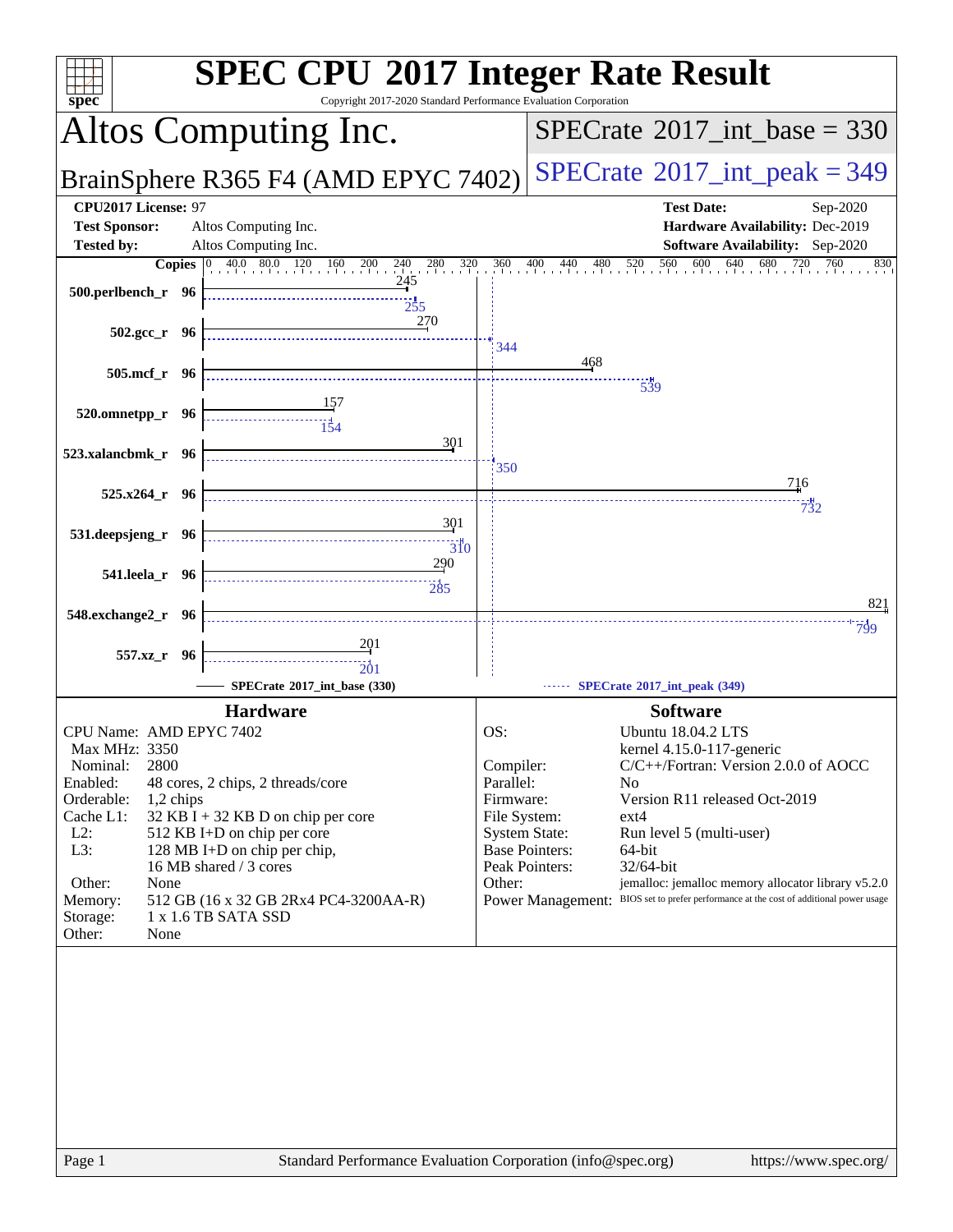# SPEC CPU 2017 Integer Rate Result

Copyright 2017-2020 Standard Performance Evaluation Corporation

## Altos Computing Inc.

## BrainSphere R365 F4 (AMD EPYC 7402)

**SPECrate 2017_int_base = 330**

**SPECrate 2017_int_peak = 349**

| | | | |
|---|---|---|---|
| **CPU2017 License:** | 97 | **Test Date:** | Sep-2020 |
| **Test Sponsor:** | Altos Computing Inc. | **Hardware Availability:** | Dec-2019 |
| **Tested by:** | Altos Computing Inc. | **Software Availability:** | Sep-2020 |

| Benchmark | Copies | SPECrate 2017_int_base (330) | SPECrate 2017_int_peak (349) |
|---|---|---|---|
| 500.perlbench_r | 96 | 245 | 255 |
| 502.gcc_r | 96 | 270 | 344 |
| 505.mcf_r | 96 | 468 | 539 |
| 520.omnetpp_r | 96 | 157 | 154 |
| 523.xalancbmk_r | 96 | 301 | 350 |
| 525.x264_r | 96 | 716 | 732 |
| 531.deepsjeng_r | 96 | 301 | 310 |
| 541.leela_r | 96 | 290 | 285 |
| 548.exchange2_r | 96 | 821 | 799 |
| 557.xz_r | 96 | 201 | 201 |

### Hardware

| | |
|---|---|
| CPU Name: | AMD EPYC 7402 |
| Max MHz: | 3350 |
| Nominal: | 2800 |
| Enabled: | 48 cores, 2 chips, 2 threads/core |
| Orderable: | 1,2 chips |
| Cache L1: | 32 KB I + 32 KB D on chip per core |
| L2: | 512 KB I+D on chip per core |
| L3: | 128 MB I+D on chip per chip, 16 MB shared / 3 cores |
| Other: | None |
| Memory: | 512 GB (16 x 32 GB 2Rx4 PC4-3200AA-R) |
| Storage: | 1 x 1.6 TB SATA SSD |
| Other: | None |

### Software

| | |
|---|---|
| OS: | Ubuntu 18.04.2 LTS kernel 4.15.0-117-generic |
| Compiler: | C/C++/Fortran: Version 2.0.0 of AOCC |
| Parallel: | No |
| Firmware: | Version R11 released Oct-2019 |
| File System: | ext4 |
| System State: | Run level 5 (multi-user) |
| Base Pointers: | 64-bit |
| Peak Pointers: | 32/64-bit |
| Other: | jemalloc: jemalloc memory allocator library v5.2.0 |
| Power Management: | BIOS set to prefer performance at the cost of additional power usage |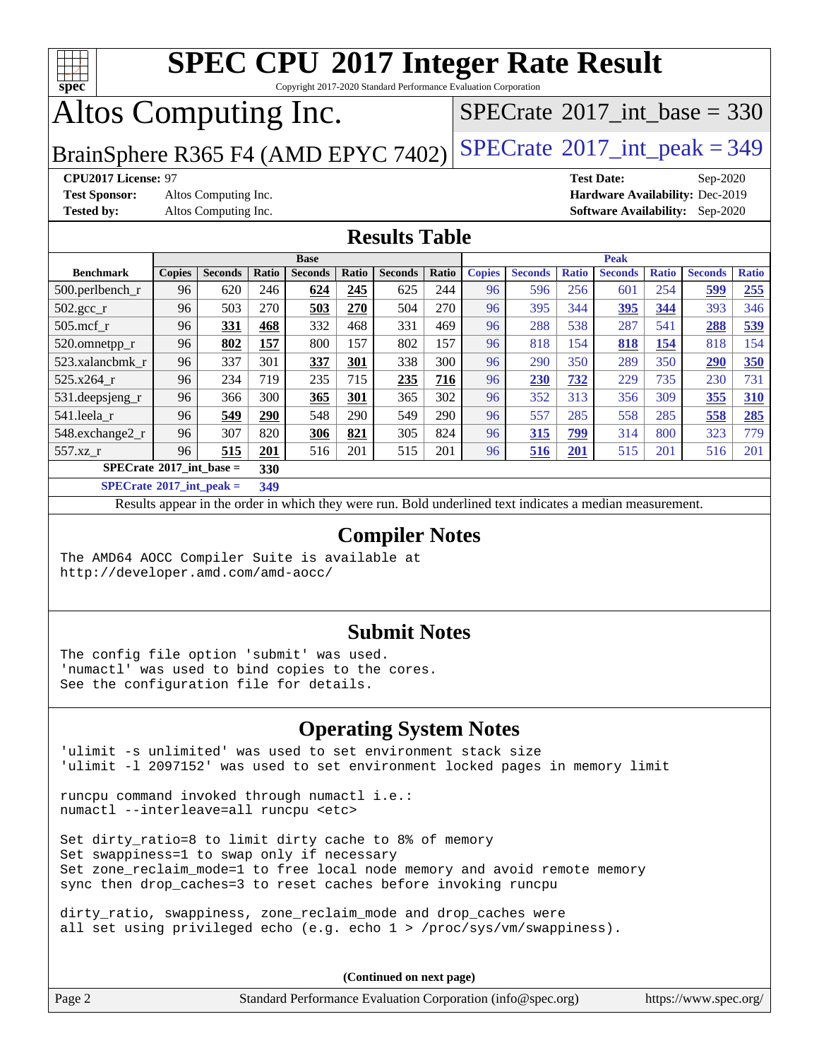# SPEC CPU 2017 Integer Rate Result

Copyright 2017-2020 Standard Performance Evaluation Corporation

# Altos Computing Inc.

BrainSphere R365 F4 (AMD EPYC 7402)

SPECrate 2017_int_base = 330

SPECrate 2017_int_peak = 349

**CPU2017 License:** 97

**Test Sponsor:** Altos Computing Inc.

**Tested by:** Altos Computing Inc.

**Test Date:** Sep-2020

**Hardware Availability:** Dec-2019

**Software Availability:** Sep-2020

## Results Table

| Benchmark | Base | | | | | | | Peak | | | | | | |
|---|---|---|---|---|---|---|---|---|---|---|---|---|---|---|
| | Copies | Seconds | Ratio | Seconds | Ratio | Seconds | Ratio | Copies | Seconds | Ratio | Seconds | Ratio | Seconds | Ratio |
| 500.perlbench_r | 96 | 620 | 246 | **624** | **245** | 625 | 244 | 96 | 596 | 256 | 601 | 254 | **599** | **255** |
| 502.gcc_r | 96 | 503 | 270 | **503** | **270** | 504 | 270 | 96 | 395 | 344 | **395** | **344** | 393 | 346 |
| 505.mcf_r | 96 | **331** | **468** | 332 | 468 | 331 | 469 | 96 | 288 | 538 | 287 | 541 | **288** | **539** |
| 520.omnetpp_r | 96 | **802** | **157** | 800 | 157 | 802 | 157 | 96 | 818 | 154 | **818** | **154** | 818 | 154 |
| 523.xalancbmk_r | 96 | 337 | 301 | **337** | **301** | 338 | 300 | 96 | 290 | 350 | 289 | 350 | **290** | **350** |
| 525.x264_r | 96 | 234 | 719 | 235 | 715 | **235** | **716** | 96 | **230** | **732** | 229 | 735 | 230 | 731 |
| 531.deepsjeng_r | 96 | 366 | 300 | **365** | **301** | 365 | 302 | 96 | 352 | 313 | 356 | 309 | **355** | **310** |
| 541.leela_r | 96 | **549** | **290** | 548 | 290 | 549 | 290 | 96 | 557 | 285 | 558 | 285 | **558** | **285** |
| 548.exchange2_r | 96 | 307 | 820 | **306** | **821** | 305 | 824 | 96 | **315** | **799** | 314 | 800 | 323 | 779 |
| 557.xz_r | 96 | **515** | **201** | 516 | 201 | 515 | 201 | 96 | **516** | **201** | 515 | 201 | 516 | 201 |

**SPECrate 2017_int_base = 330**

**SPECrate 2017_int_peak = 349**

Results appear in the order in which they were run. Bold underlined text indicates a median measurement.

## Compiler Notes

```
The AMD64 AOCC Compiler Suite is available at
http://developer.amd.com/amd-aocc/
```

## Submit Notes

```
The config file option 'submit' was used.
'numactl' was used to bind copies to the cores.
See the configuration file for details.
```

## Operating System Notes

```
'ulimit -s unlimited' was used to set environment stack size
'ulimit -l 2097152' was used to set environment locked pages in memory limit

runcpu command invoked through numactl i.e.:
numactl --interleave=all runcpu <etc>

Set dirty_ratio=8 to limit dirty cache to 8% of memory
Set swappiness=1 to swap only if necessary
Set zone_reclaim_mode=1 to free local node memory and avoid remote memory
sync then drop_caches=3 to reset caches before invoking runcpu

dirty_ratio, swappiness, zone_reclaim_mode and drop_caches were
all set using privileged echo (e.g. echo 1 > /proc/sys/vm/swappiness).
```

(Continued on next page)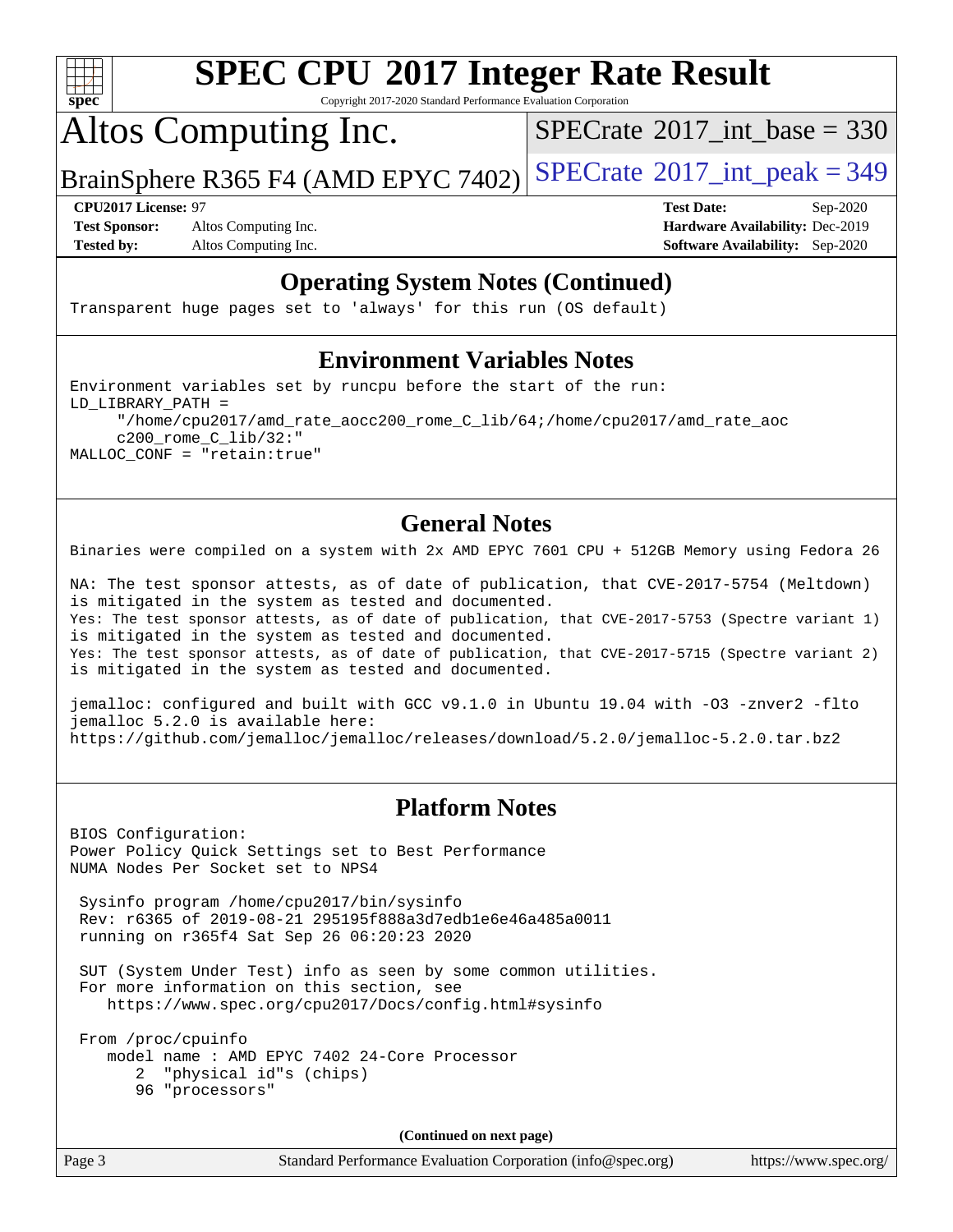## Operating System Notes (Continued)

```
Transparent huge pages set to 'always' for this run (OS default)
```

## Environment Variables Notes

```
Environment variables set by runcpu before the start of the run:
LD_LIBRARY_PATH =
     "/home/cpu2017/amd_rate_aocc200_rome_C_lib/64;/home/cpu2017/amd_rate_aoc
     c200_rome_C_lib/32:"
MALLOC_CONF = "retain:true"
```

## General Notes

```
Binaries were compiled on a system with 2x AMD EPYC 7601 CPU + 512GB Memory using Fedora 26

NA: The test sponsor attests, as of date of publication, that CVE-2017-5754 (Meltdown)
is mitigated in the system as tested and documented.
Yes: The test sponsor attests, as of date of publication, that CVE-2017-5753 (Spectre variant 1)
is mitigated in the system as tested and documented.
Yes: The test sponsor attests, as of date of publication, that CVE-2017-5715 (Spectre variant 2)
is mitigated in the system as tested and documented.

jemalloc: configured and built with GCC v9.1.0 in Ubuntu 19.04 with -O3 -znver2 -flto
jemalloc 5.2.0 is available here:
https://github.com/jemalloc/jemalloc/releases/download/5.2.0/jemalloc-5.2.0.tar.bz2
```

## Platform Notes

```
BIOS Configuration:
Power Policy Quick Settings set to Best Performance
NUMA Nodes Per Socket set to NPS4

 Sysinfo program /home/cpu2017/bin/sysinfo
 Rev: r6365 of 2019-08-21 295195f888a3d7edb1e6e46a485a0011
 running on r365f4 Sat Sep 26 06:20:23 2020

 SUT (System Under Test) info as seen by some common utilities.
 For more information on this section, see
    https://www.spec.org/cpu2017/Docs/config.html#sysinfo

 From /proc/cpuinfo
    model name : AMD EPYC 7402 24-Core Processor
       2  "physical id"s (chips)
       96 "processors"
```

**(Continued on next page)**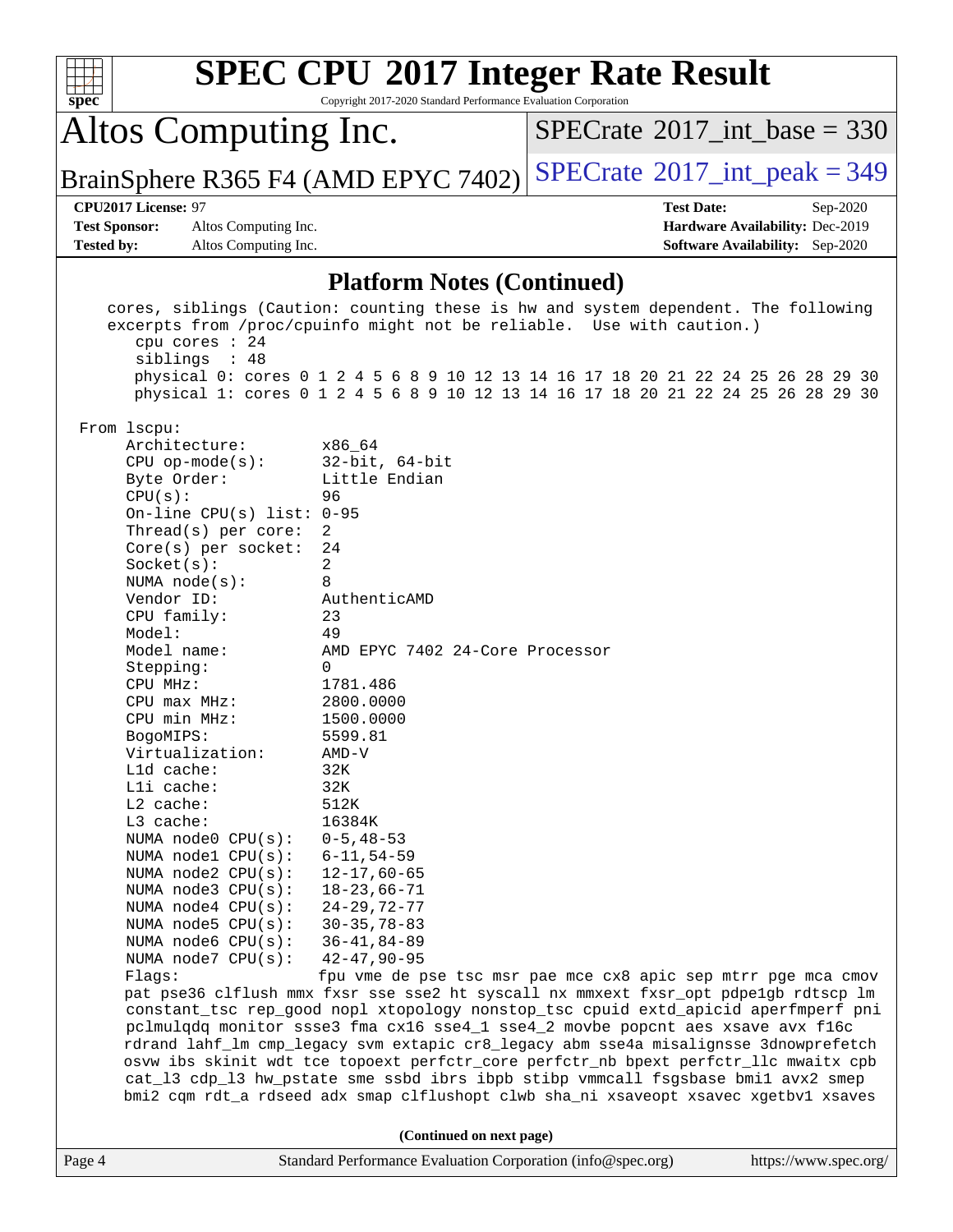## Platform Notes (Continued)

```
   cores, siblings (Caution: counting these is hw and system dependent. The following
   excerpts from /proc/cpuinfo might not be reliable.  Use with caution.)
      cpu cores : 24
      siblings  : 48
      physical 0: cores 0 1 2 4 5 6 8 9 10 12 13 14 16 17 18 20 21 22 24 25 26 28 29 30
      physical 1: cores 0 1 2 4 5 6 8 9 10 12 13 14 16 17 18 20 21 22 24 25 26 28 29 30

 From lscpu:
      Architecture:          x86_64
      CPU op-mode(s):        32-bit, 64-bit
      Byte Order:            Little Endian
      CPU(s):                96
      On-line CPU(s) list:   0-95
      Thread(s) per core:    2
      Core(s) per socket:    24
      Socket(s):             2
      NUMA node(s):          8
      Vendor ID:             AuthenticAMD
      CPU family:            23
      Model:                 49
      Model name:            AMD EPYC 7402 24-Core Processor
      Stepping:              0
      CPU MHz:               1781.486
      CPU max MHz:           2800.0000
      CPU min MHz:           1500.0000
      BogoMIPS:              5599.81
      Virtualization:        AMD-V
      L1d cache:             32K
      L1i cache:             32K
      L2 cache:              512K
      L3 cache:              16384K
      NUMA node0 CPU(s):     0-5,48-53
      NUMA node1 CPU(s):     6-11,54-59
      NUMA node2 CPU(s):     12-17,60-65
      NUMA node3 CPU(s):     18-23,66-71
      NUMA node4 CPU(s):     24-29,72-77
      NUMA node5 CPU(s):     30-35,78-83
      NUMA node6 CPU(s):     36-41,84-89
      NUMA node7 CPU(s):     42-47,90-95
      Flags:                 fpu vme de pse tsc msr pae mce cx8 apic sep mtrr pge mca cmov
      pat pse36 clflush mmx fxsr sse sse2 ht syscall nx mmxext fxsr_opt pdpe1gb rdtscp lm
      constant_tsc rep_good nopl xtopology nonstop_tsc cpuid extd_apicid aperfmperf pni
      pclmulqdq monitor ssse3 fma cx16 sse4_1 sse4_2 movbe popcnt aes xsave avx f16c
      rdrand lahf_lm cmp_legacy svm extapic cr8_legacy abm sse4a misalignsse 3dnowprefetch
      osvw ibs skinit wdt tce topoext perfctr_core perfctr_nb bpext perfctr_llc mwaitx cpb
      cat_l3 cdp_l3 hw_pstate sme ssbd ibrs ibpb stibp vmmcall fsgsbase bmi1 avx2 smep
      bmi2 cqm rdt_a rdseed adx smap clflushopt clwb sha_ni xsaveopt xsavec xgetbv1 xsaves
```

(Continued on next page)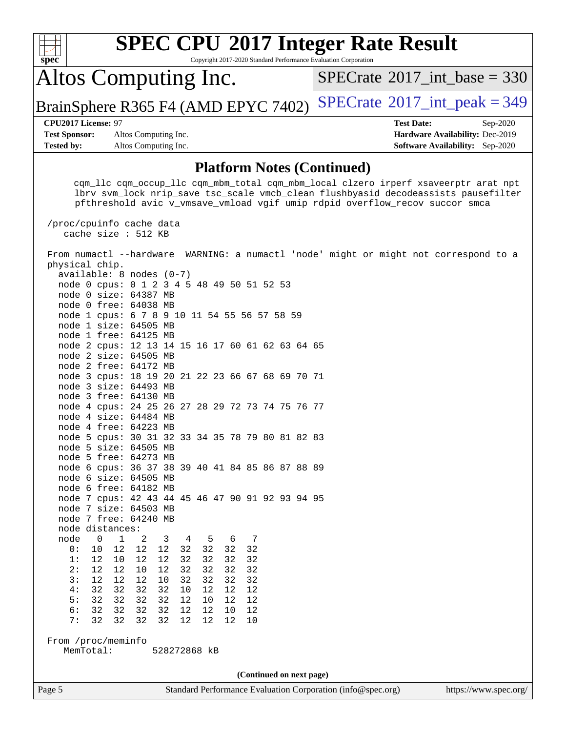# SPEC CPU 2017 Integer Rate Result

Copyright 2017-2020 Standard Performance Evaluation Corporation

## Altos Computing Inc.

BrainSphere R365 F4 (AMD EPYC 7402)

SPECrate 2017_int_base = 330

SPECrate 2017_int_peak = 349

**CPU2017 License:** 97
**Test Sponsor:** Altos Computing Inc.
**Tested by:** Altos Computing Inc.

**Test Date:** Sep-2020
**Hardware Availability:** Dec-2019
**Software Availability:** Sep-2020

### Platform Notes (Continued)

```
     cqm_llc cqm_occup_llc cqm_mbm_total cqm_mbm_local clzero irperf xsaveerptr arat npt
     lbrv svm_lock nrip_save tsc_scale vmcb_clean flushbyasid decodeassists pausefilter
     pfthreshold avic v_vmsave_vmload vgif umip rdpid overflow_recov succor smca

 /proc/cpuinfo cache data
    cache size : 512 KB

 From numactl --hardware  WARNING: a numactl 'node' might or might not correspond to a
 physical chip.
   available: 8 nodes (0-7)
   node 0 cpus: 0 1 2 3 4 5 48 49 50 51 52 53
   node 0 size: 64387 MB
   node 0 free: 64038 MB
   node 1 cpus: 6 7 8 9 10 11 54 55 56 57 58 59
   node 1 size: 64505 MB
   node 1 free: 64125 MB
   node 2 cpus: 12 13 14 15 16 17 60 61 62 63 64 65
   node 2 size: 64505 MB
   node 2 free: 64172 MB
   node 3 cpus: 18 19 20 21 22 23 66 67 68 69 70 71
   node 3 size: 64493 MB
   node 3 free: 64130 MB
   node 4 cpus: 24 25 26 27 28 29 72 73 74 75 76 77
   node 4 size: 64484 MB
   node 4 free: 64223 MB
   node 5 cpus: 30 31 32 33 34 35 78 79 80 81 82 83
   node 5 size: 64505 MB
   node 5 free: 64273 MB
   node 6 cpus: 36 37 38 39 40 41 84 85 86 87 88 89
   node 6 size: 64505 MB
   node 6 free: 64182 MB
   node 7 cpus: 42 43 44 45 46 47 90 91 92 93 94 95
   node 7 size: 64503 MB
   node 7 free: 64240 MB
   node distances:
   node   0   1   2   3   4   5   6   7
     0:  10  12  12  12  32  32  32  32
     1:  12  10  12  12  32  32  32  32
     2:  12  12  10  12  32  32  32  32
     3:  12  12  12  10  32  32  32  32
     4:  32  32  32  32  10  12  12  12
     5:  32  32  32  32  12  10  12  12
     6:  32  32  32  32  12  12  10  12
     7:  32  32  32  32  12  12  12  10

 From /proc/meminfo
    MemTotal:       528272868 kB
```

(Continued on next page)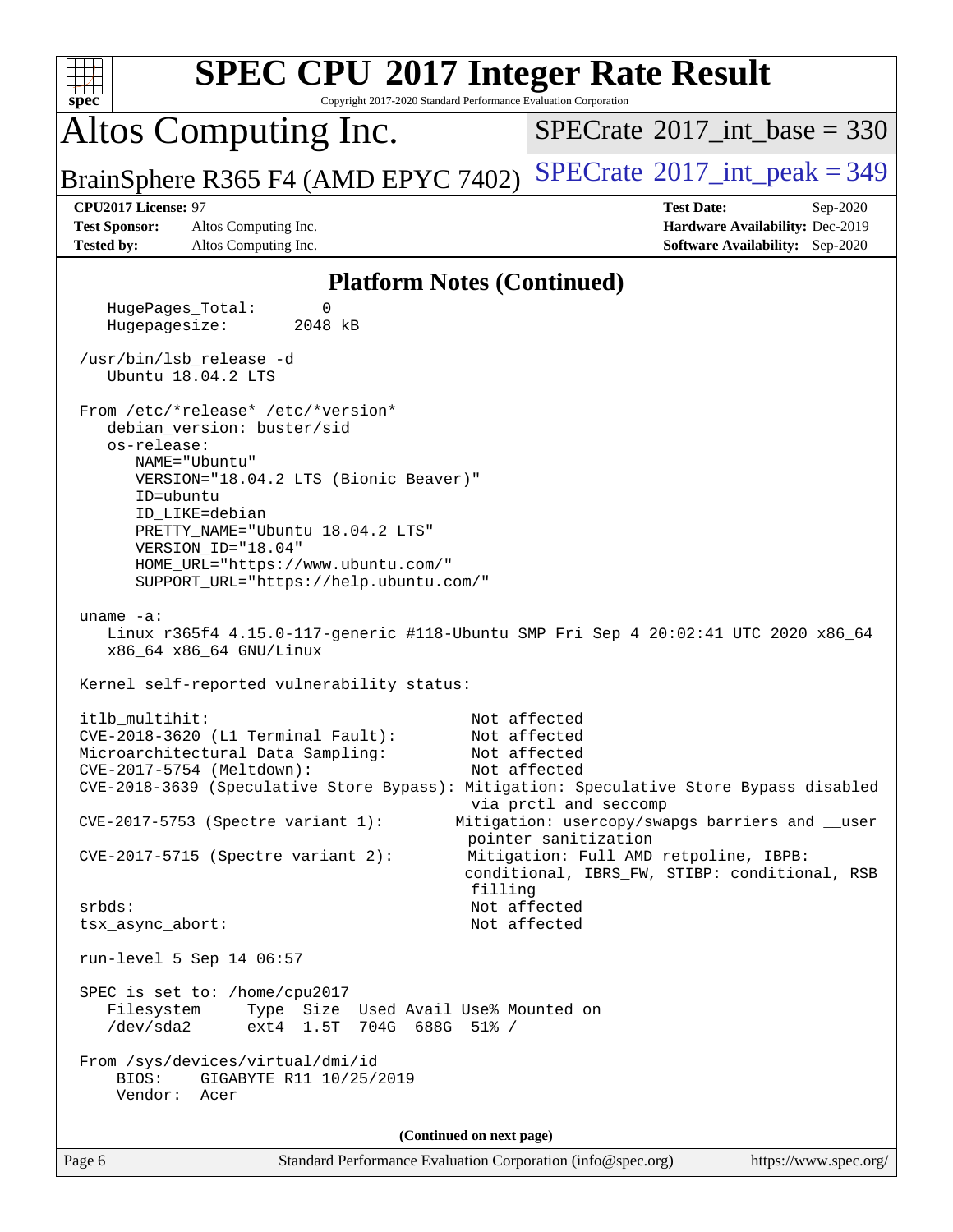## Platform Notes (Continued)

```
    HugePages_Total:       0
    Hugepagesize:       2048 kB

 /usr/bin/lsb_release -d
    Ubuntu 18.04.2 LTS

 From /etc/*release* /etc/*version*
    debian_version: buster/sid
    os-release:
       NAME="Ubuntu"
       VERSION="18.04.2 LTS (Bionic Beaver)"
       ID=ubuntu
       ID_LIKE=debian
       PRETTY_NAME="Ubuntu 18.04.2 LTS"
       VERSION_ID="18.04"
       HOME_URL="https://www.ubuntu.com/"
       SUPPORT_URL="https://help.ubuntu.com/"

 uname -a:
    Linux r365f4 4.15.0-117-generic #118-Ubuntu SMP Fri Sep 4 20:02:41 UTC 2020 x86_64
    x86_64 x86_64 GNU/Linux

 Kernel self-reported vulnerability status:

 itlb_multihit:                                         Not affected
 CVE-2018-3620 (L1 Terminal Fault):                     Not affected
 Microarchitectural Data Sampling:                      Not affected
 CVE-2017-5754 (Meltdown):                              Not affected
 CVE-2018-3639 (Speculative Store Bypass): Mitigation: Speculative Store Bypass disabled
                                                        via prctl and seccomp
 CVE-2017-5753 (Spectre variant 1):                   Mitigation: usercopy/swapgs barriers and __user
                                                        pointer sanitization
 CVE-2017-5715 (Spectre variant 2):                    Mitigation: Full AMD retpoline, IBPB:
                                                        conditional, IBRS_FW, STIBP: conditional, RSB
                                                        filling
 srbds:                                                 Not affected
 tsx_async_abort:                                       Not affected

 run-level 5 Sep 14 06:57

 SPEC is set to: /home/cpu2017
    Filesystem     Type  Size  Used Avail Use% Mounted on
    /dev/sda2      ext4  1.5T  704G  688G  51% /

 From /sys/devices/virtual/dmi/id
     BIOS:    GIGABYTE R11 10/25/2019
     Vendor:  Acer
```

(Continued on next page)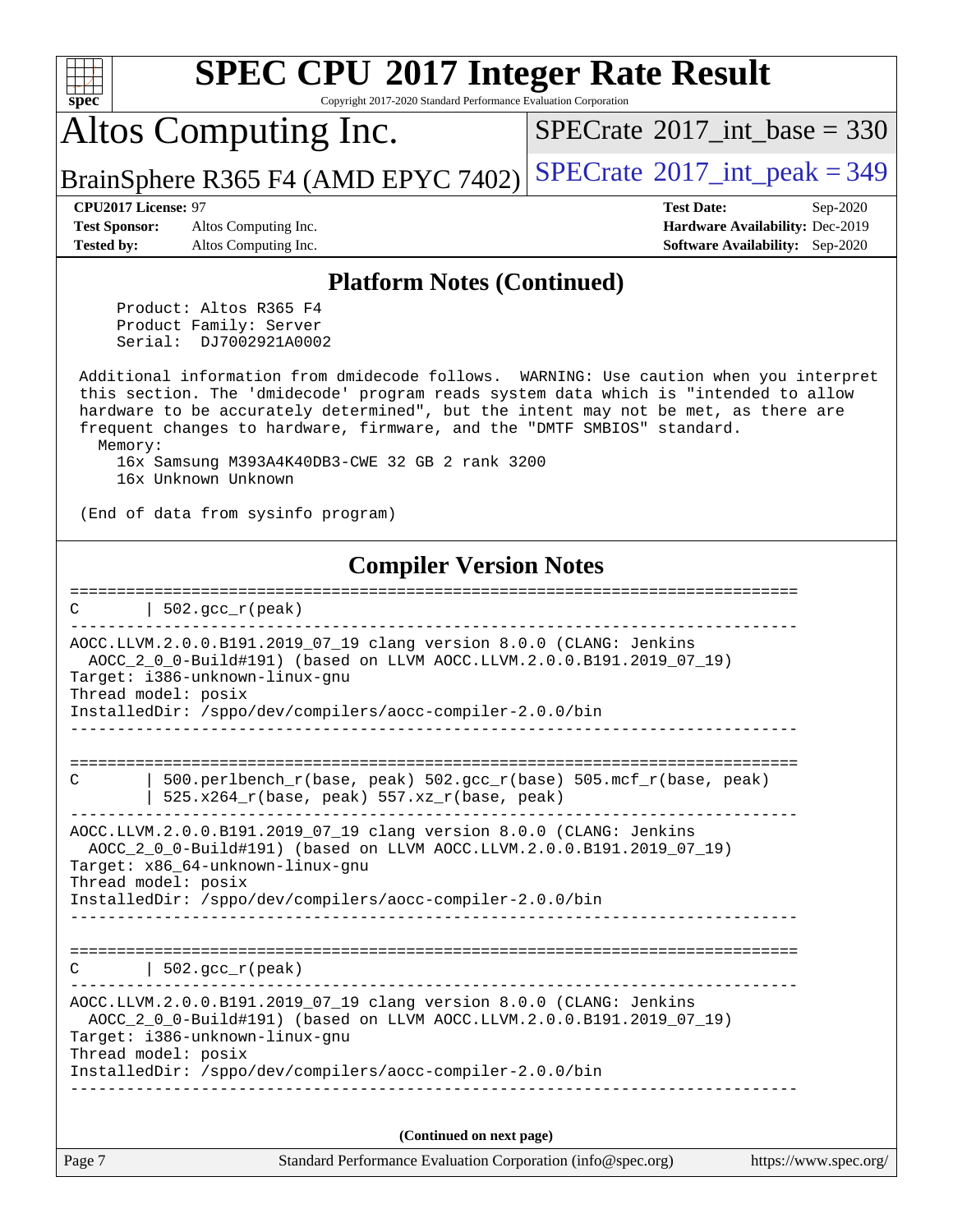## Platform Notes (Continued)

```
     Product: Altos R365 F4
     Product Family: Server
     Serial:  DJ7002921A0002

 Additional information from dmidecode follows.  WARNING: Use caution when you interpret
 this section. The 'dmidecode' program reads system data which is "intended to allow
 hardware to be accurately determined", but the intent may not be met, as there are
 frequent changes to hardware, firmware, and the "DMTF SMBIOS" standard.
   Memory:
     16x Samsung M393A4K40DB3-CWE 32 GB 2 rank 3200
     16x Unknown Unknown

 (End of data from sysinfo program)
```

## Compiler Version Notes

```
==============================================================================
C       | 502.gcc_r(peak)
------------------------------------------------------------------------------
AOCC.LLVM.2.0.0.B191.2019_07_19 clang version 8.0.0 (CLANG: Jenkins
  AOCC_2_0_0-Build#191) (based on LLVM AOCC.LLVM.2.0.0.B191.2019_07_19)
Target: i386-unknown-linux-gnu
Thread model: posix
InstalledDir: /sppo/dev/compilers/aocc-compiler-2.0.0/bin
------------------------------------------------------------------------------

==============================================================================
C       | 500.perlbench_r(base, peak) 502.gcc_r(base) 505.mcf_r(base, peak)
        | 525.x264_r(base, peak) 557.xz_r(base, peak)
------------------------------------------------------------------------------
AOCC.LLVM.2.0.0.B191.2019_07_19 clang version 8.0.0 (CLANG: Jenkins
  AOCC_2_0_0-Build#191) (based on LLVM AOCC.LLVM.2.0.0.B191.2019_07_19)
Target: x86_64-unknown-linux-gnu
Thread model: posix
InstalledDir: /sppo/dev/compilers/aocc-compiler-2.0.0/bin
------------------------------------------------------------------------------

==============================================================================
C       | 502.gcc_r(peak)
------------------------------------------------------------------------------
AOCC.LLVM.2.0.0.B191.2019_07_19 clang version 8.0.0 (CLANG: Jenkins
  AOCC_2_0_0-Build#191) (based on LLVM AOCC.LLVM.2.0.0.B191.2019_07_19)
Target: i386-unknown-linux-gnu
Thread model: posix
InstalledDir: /sppo/dev/compilers/aocc-compiler-2.0.0/bin
------------------------------------------------------------------------------
```

(Continued on next page)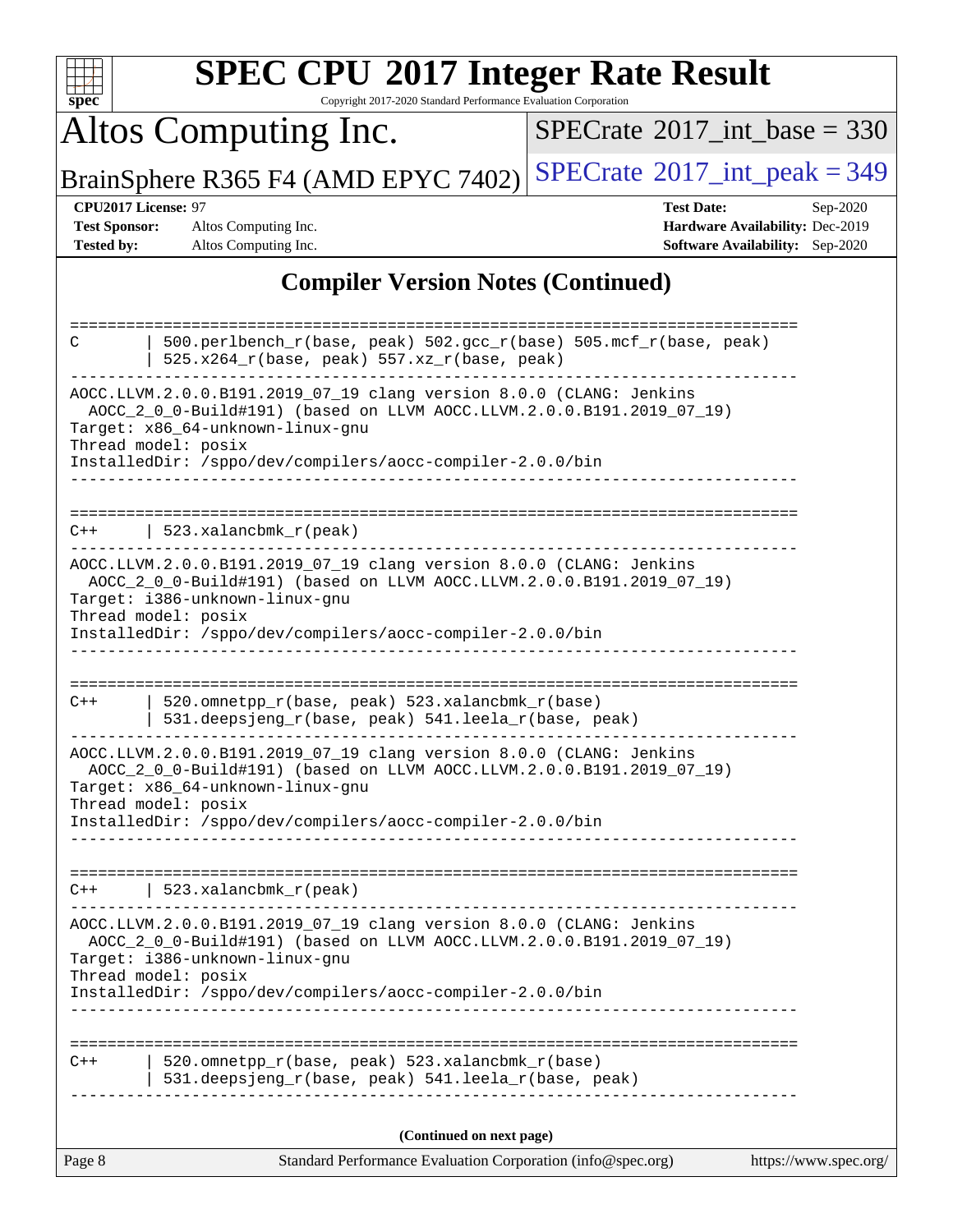## Compiler Version Notes (Continued)

```
==============================================================================
C       | 500.perlbench_r(base, peak) 502.gcc_r(base) 505.mcf_r(base, peak)
        | 525.x264_r(base, peak) 557.xz_r(base, peak)
------------------------------------------------------------------------------
AOCC.LLVM.2.0.0.B191.2019_07_19 clang version 8.0.0 (CLANG: Jenkins
  AOCC_2_0_0-Build#191) (based on LLVM AOCC.LLVM.2.0.0.B191.2019_07_19)
Target: x86_64-unknown-linux-gnu
Thread model: posix
InstalledDir: /sppo/dev/compilers/aocc-compiler-2.0.0/bin
------------------------------------------------------------------------------

==============================================================================
C++     | 523.xalancbmk_r(peak)
------------------------------------------------------------------------------
AOCC.LLVM.2.0.0.B191.2019_07_19 clang version 8.0.0 (CLANG: Jenkins
  AOCC_2_0_0-Build#191) (based on LLVM AOCC.LLVM.2.0.0.B191.2019_07_19)
Target: i386-unknown-linux-gnu
Thread model: posix
InstalledDir: /sppo/dev/compilers/aocc-compiler-2.0.0/bin
------------------------------------------------------------------------------

==============================================================================
C++     | 520.omnetpp_r(base, peak) 523.xalancbmk_r(base)
        | 531.deepsjeng_r(base, peak) 541.leela_r(base, peak)
------------------------------------------------------------------------------
AOCC.LLVM.2.0.0.B191.2019_07_19 clang version 8.0.0 (CLANG: Jenkins
  AOCC_2_0_0-Build#191) (based on LLVM AOCC.LLVM.2.0.0.B191.2019_07_19)
Target: x86_64-unknown-linux-gnu
Thread model: posix
InstalledDir: /sppo/dev/compilers/aocc-compiler-2.0.0/bin
------------------------------------------------------------------------------

==============================================================================
C++     | 523.xalancbmk_r(peak)
------------------------------------------------------------------------------
AOCC.LLVM.2.0.0.B191.2019_07_19 clang version 8.0.0 (CLANG: Jenkins
  AOCC_2_0_0-Build#191) (based on LLVM AOCC.LLVM.2.0.0.B191.2019_07_19)
Target: i386-unknown-linux-gnu
Thread model: posix
InstalledDir: /sppo/dev/compilers/aocc-compiler-2.0.0/bin
------------------------------------------------------------------------------

==============================================================================
C++     | 520.omnetpp_r(base, peak) 523.xalancbmk_r(base)
        | 531.deepsjeng_r(base, peak) 541.leela_r(base, peak)
------------------------------------------------------------------------------
```

**(Continued on next page)**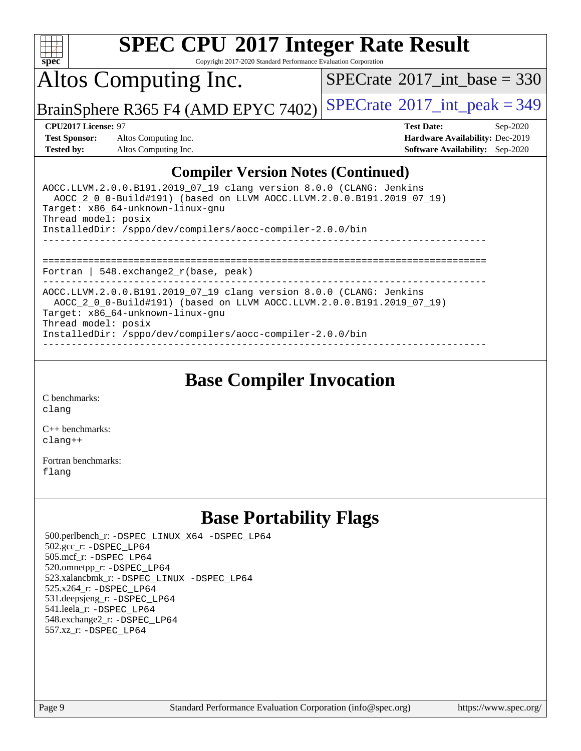# SPEC CPU 2017 Integer Rate Result

Copyright 2017-2020 Standard Performance Evaluation Corporation

## Altos Computing Inc.

BrainSphere R365 F4 (AMD EPYC 7402)

SPECrate 2017_int_base = 330

SPECrate 2017_int_peak = 349

| | | | |
|---|---|---|---|
| **CPU2017 License:** | 97 | **Test Date:** | Sep-2020 |
| **Test Sponsor:** | Altos Computing Inc. | **Hardware Availability:** | Dec-2019 |
| **Tested by:** | Altos Computing Inc. | **Software Availability:** | Sep-2020 |

### Compiler Version Notes (Continued)

```
AOCC.LLVM.2.0.0.B191.2019_07_19 clang version 8.0.0 (CLANG: Jenkins
  AOCC_2_0_0-Build#191) (based on LLVM AOCC.LLVM.2.0.0.B191.2019_07_19)
Target: x86_64-unknown-linux-gnu
Thread model: posix
InstalledDir: /sppo/dev/compilers/aocc-compiler-2.0.0/bin
------------------------------------------------------------------------------

==============================================================================
Fortran | 548.exchange2_r(base, peak)
------------------------------------------------------------------------------
AOCC.LLVM.2.0.0.B191.2019_07_19 clang version 8.0.0 (CLANG: Jenkins
  AOCC_2_0_0-Build#191) (based on LLVM AOCC.LLVM.2.0.0.B191.2019_07_19)
Target: x86_64-unknown-linux-gnu
Thread model: posix
InstalledDir: /sppo/dev/compilers/aocc-compiler-2.0.0/bin
------------------------------------------------------------------------------
```

## Base Compiler Invocation

C benchmarks:
clang

C++ benchmarks:
clang++

Fortran benchmarks:
flang

## Base Portability Flags

500.perlbench_r: -DSPEC_LINUX_X64 -DSPEC_LP64
502.gcc_r: -DSPEC_LP64
505.mcf_r: -DSPEC_LP64
520.omnetpp_r: -DSPEC_LP64
523.xalancbmk_r: -DSPEC_LINUX -DSPEC_LP64
525.x264_r: -DSPEC_LP64
531.deepsjeng_r: -DSPEC_LP64
541.leela_r: -DSPEC_LP64
548.exchange2_r: -DSPEC_LP64
557.xz_r: -DSPEC_LP64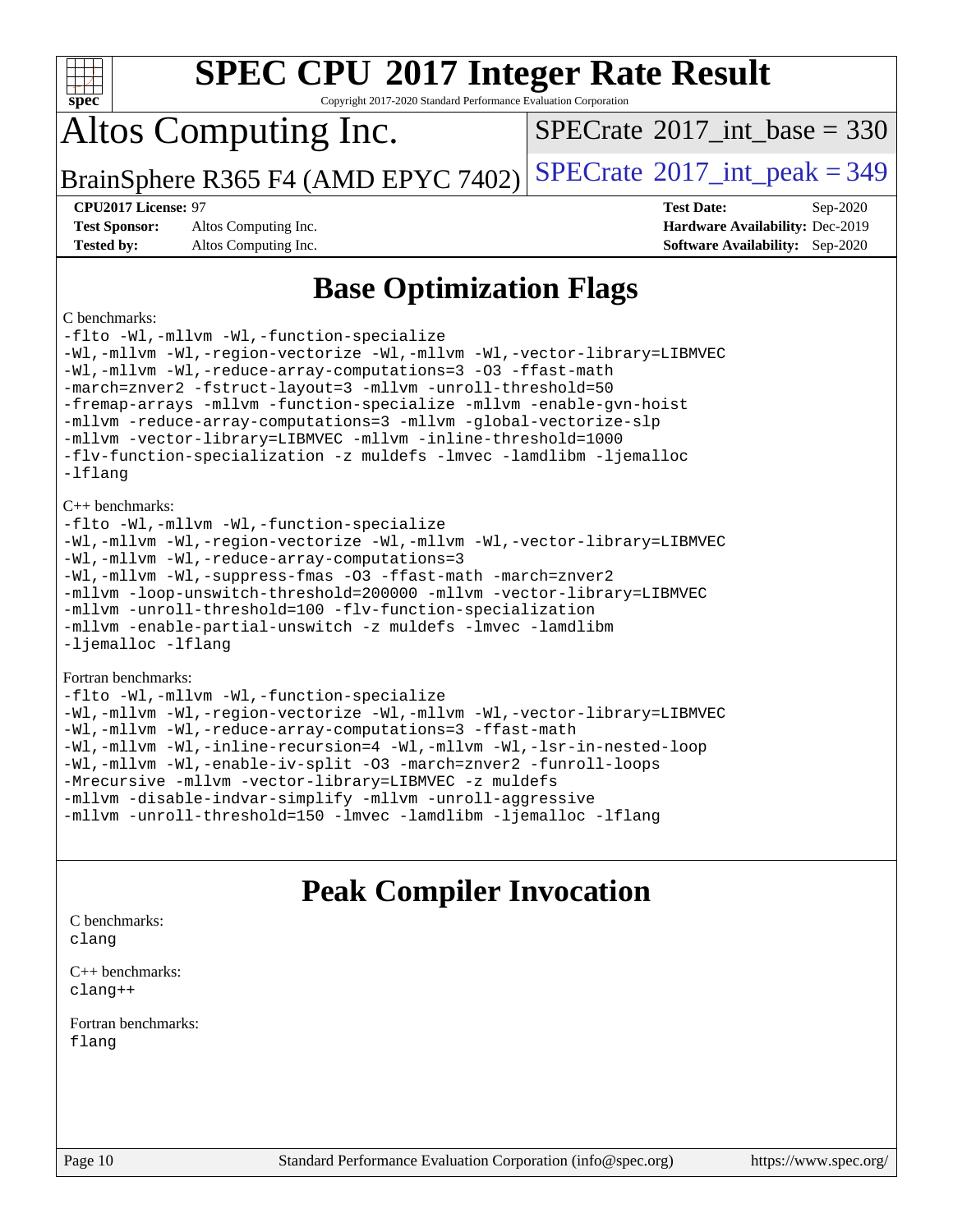# SPEC CPU 2017 Integer Rate Result

Copyright 2017-2020 Standard Performance Evaluation Corporation

# Altos Computing Inc.

BrainSphere R365 F4 (AMD EPYC 7402)

SPECrate 2017_int_base = 330

SPECrate 2017_int_peak = 349

**CPU2017 License:** 97
**Test Sponsor:** Altos Computing Inc.
**Tested by:** Altos Computing Inc.

**Test Date:** Sep-2020
**Hardware Availability:** Dec-2019
**Software Availability:** Sep-2020

## Base Optimization Flags

C benchmarks:

```
-flto -Wl,-mllvm -Wl,-function-specialize
-Wl,-mllvm -Wl,-region-vectorize -Wl,-mllvm -Wl,-vector-library=LIBMVEC
-Wl,-mllvm -Wl,-reduce-array-computations=3 -O3 -ffast-math
-march=znver2 -fstruct-layout=3 -mllvm -unroll-threshold=50
-fremap-arrays -mllvm -function-specialize -mllvm -enable-gvn-hoist
-mllvm -reduce-array-computations=3 -mllvm -global-vectorize-slp
-mllvm -vector-library=LIBMVEC -mllvm -inline-threshold=1000
-flv-function-specialization -z muldefs -lmvec -lamdlibm -ljemalloc
-lflang
```

C++ benchmarks:

```
-flto -Wl,-mllvm -Wl,-function-specialize
-Wl,-mllvm -Wl,-region-vectorize -Wl,-mllvm -Wl,-vector-library=LIBMVEC
-Wl,-mllvm -Wl,-reduce-array-computations=3
-Wl,-mllvm -Wl,-suppress-fmas -O3 -ffast-math -march=znver2
-mllvm -loop-unswitch-threshold=200000 -mllvm -vector-library=LIBMVEC
-mllvm -unroll-threshold=100 -flv-function-specialization
-mllvm -enable-partial-unswitch -z muldefs -lmvec -lamdlibm
-ljemalloc -lflang
```

Fortran benchmarks:

```
-flto -Wl,-mllvm -Wl,-function-specialize
-Wl,-mllvm -Wl,-region-vectorize -Wl,-mllvm -Wl,-vector-library=LIBMVEC
-Wl,-mllvm -Wl,-reduce-array-computations=3 -ffast-math
-Wl,-mllvm -Wl,-inline-recursion=4 -Wl,-mllvm -Wl,-lsr-in-nested-loop
-Wl,-mllvm -Wl,-enable-iv-split -O3 -march=znver2 -funroll-loops
-Mrecursive -mllvm -vector-library=LIBMVEC -z muldefs
-mllvm -disable-indvar-simplify -mllvm -unroll-aggressive
-mllvm -unroll-threshold=150 -lmvec -lamdlibm -ljemalloc -lflang
```

## Peak Compiler Invocation

C benchmarks:
clang

C++ benchmarks:
clang++

Fortran benchmarks:
flang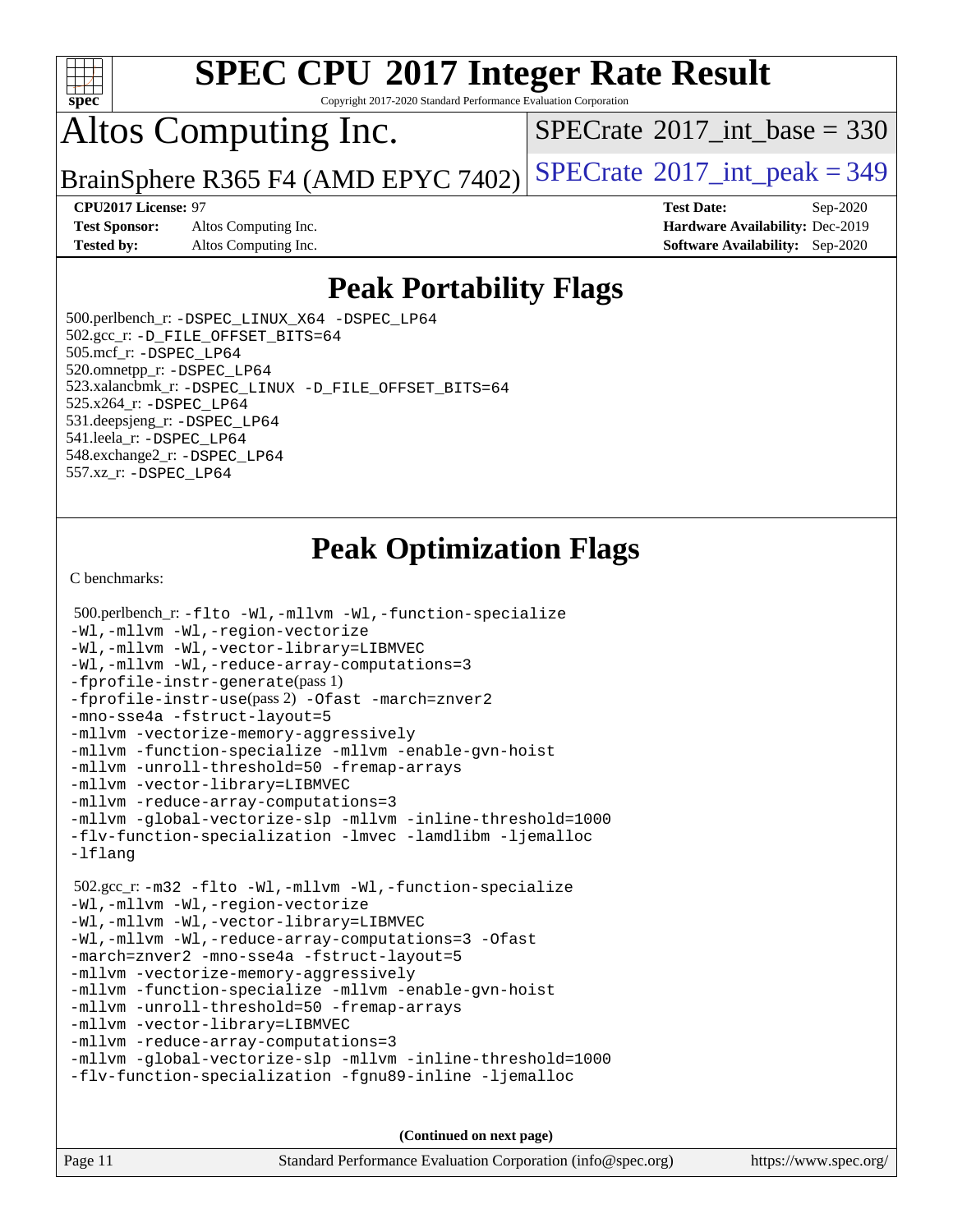# SPEC CPU 2017 Integer Rate Result

Copyright 2017-2020 Standard Performance Evaluation Corporation

# Altos Computing Inc.

BrainSphere R365 F4 (AMD EPYC 7402)

SPECrate 2017_int_base = 330

SPECrate 2017_int_peak = 349

**CPU2017 License:** 97
**Test Sponsor:** Altos Computing Inc.
**Tested by:** Altos Computing Inc.
**Test Date:** Sep-2020
**Hardware Availability:** Dec-2019
**Software Availability:** Sep-2020

## Peak Portability Flags

500.perlbench_r: -DSPEC_LINUX_X64 -DSPEC_LP64
502.gcc_r: -D_FILE_OFFSET_BITS=64
505.mcf_r: -DSPEC_LP64
520.omnetpp_r: -DSPEC_LP64
523.xalancbmk_r: -DSPEC_LINUX -D_FILE_OFFSET_BITS=64
525.x264_r: -DSPEC_LP64
531.deepsjeng_r: -DSPEC_LP64
541.leela_r: -DSPEC_LP64
548.exchange2_r: -DSPEC_LP64
557.xz_r: -DSPEC_LP64

## Peak Optimization Flags

C benchmarks:

500.perlbench_r: -flto -Wl,-mllvm -Wl,-function-specialize -Wl,-mllvm -Wl,-region-vectorize -Wl,-mllvm -Wl,-vector-library=LIBMVEC -Wl,-mllvm -Wl,-reduce-array-computations=3 -fprofile-instr-generate(pass 1) -fprofile-instr-use(pass 2) -Ofast -march=znver2 -mno-sse4a -fstruct-layout=5 -mllvm -vectorize-memory-aggressively -mllvm -function-specialize -mllvm -enable-gvn-hoist -mllvm -unroll-threshold=50 -fremap-arrays -mllvm -vector-library=LIBMVEC -mllvm -reduce-array-computations=3 -mllvm -global-vectorize-slp -mllvm -inline-threshold=1000 -flv-function-specialization -lmvec -lamdlibm -ljemalloc -lflang

502.gcc_r: -m32 -flto -Wl,-mllvm -Wl,-function-specialize -Wl,-mllvm -Wl,-region-vectorize -Wl,-mllvm -Wl,-vector-library=LIBMVEC -Wl,-mllvm -Wl,-reduce-array-computations=3 -Ofast -march=znver2 -mno-sse4a -fstruct-layout=5 -mllvm -vectorize-memory-aggressively -mllvm -function-specialize -mllvm -enable-gvn-hoist -mllvm -unroll-threshold=50 -fremap-arrays -mllvm -vector-library=LIBMVEC -mllvm -reduce-array-computations=3 -mllvm -global-vectorize-slp -mllvm -inline-threshold=1000 -flv-function-specialization -fgnu89-inline -ljemalloc

(Continued on next page)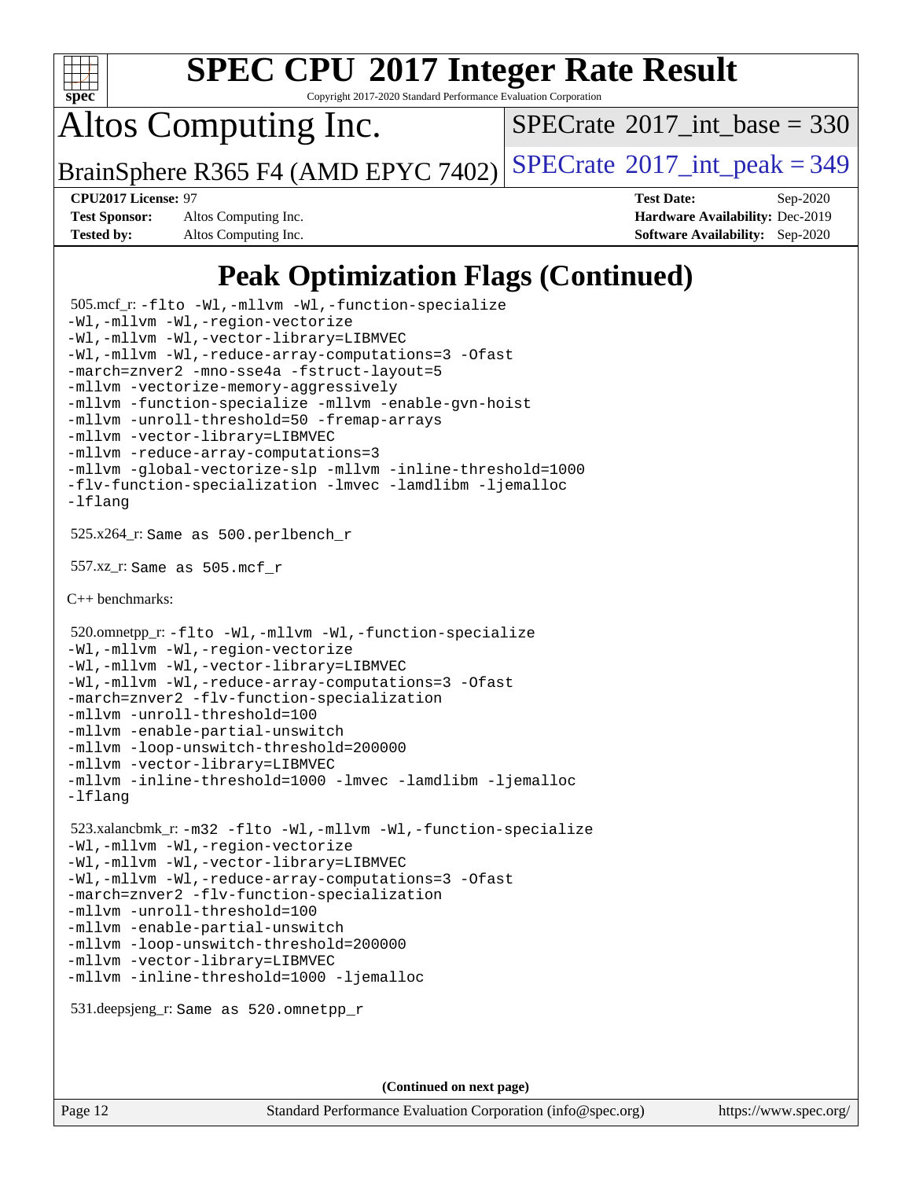# Peak Optimization Flags (Continued)

505.mcf_r: -flto -Wl,-mllvm -Wl,-function-specialize
-Wl,-mllvm -Wl,-region-vectorize
-Wl,-mllvm -Wl,-vector-library=LIBMVEC
-Wl,-mllvm -Wl,-reduce-array-computations=3 -Ofast
-march=znver2 -mno-sse4a -fstruct-layout=5
-mllvm -vectorize-memory-aggressively
-mllvm -function-specialize -mllvm -enable-gvn-hoist
-mllvm -unroll-threshold=50 -fremap-arrays
-mllvm -vector-library=LIBMVEC
-mllvm -reduce-array-computations=3
-mllvm -global-vectorize-slp -mllvm -inline-threshold=1000
-flv-function-specialization -lmvec -lamdlibm -ljemalloc
-lflang

525.x264_r: Same as 500.perlbench_r

557.xz_r: Same as 505.mcf_r

C++ benchmarks:

520.omnetpp_r: -flto -Wl,-mllvm -Wl,-function-specialize
-Wl,-mllvm -Wl,-region-vectorize
-Wl,-mllvm -Wl,-vector-library=LIBMVEC
-Wl,-mllvm -Wl,-reduce-array-computations=3 -Ofast
-march=znver2 -flv-function-specialization
-mllvm -unroll-threshold=100
-mllvm -enable-partial-unswitch
-mllvm -loop-unswitch-threshold=200000
-mllvm -vector-library=LIBMVEC
-mllvm -inline-threshold=1000 -lmvec -lamdlibm -ljemalloc
-lflang

523.xalancbmk_r: -m32 -flto -Wl,-mllvm -Wl,-function-specialize
-Wl,-mllvm -Wl,-region-vectorize
-Wl,-mllvm -Wl,-vector-library=LIBMVEC
-Wl,-mllvm -Wl,-reduce-array-computations=3 -Ofast
-march=znver2 -flv-function-specialization
-mllvm -unroll-threshold=100
-mllvm -enable-partial-unswitch
-mllvm -loop-unswitch-threshold=200000
-mllvm -vector-library=LIBMVEC
-mllvm -inline-threshold=1000 -ljemalloc

531.deepsjeng_r: Same as 520.omnetpp_r

**(Continued on next page)**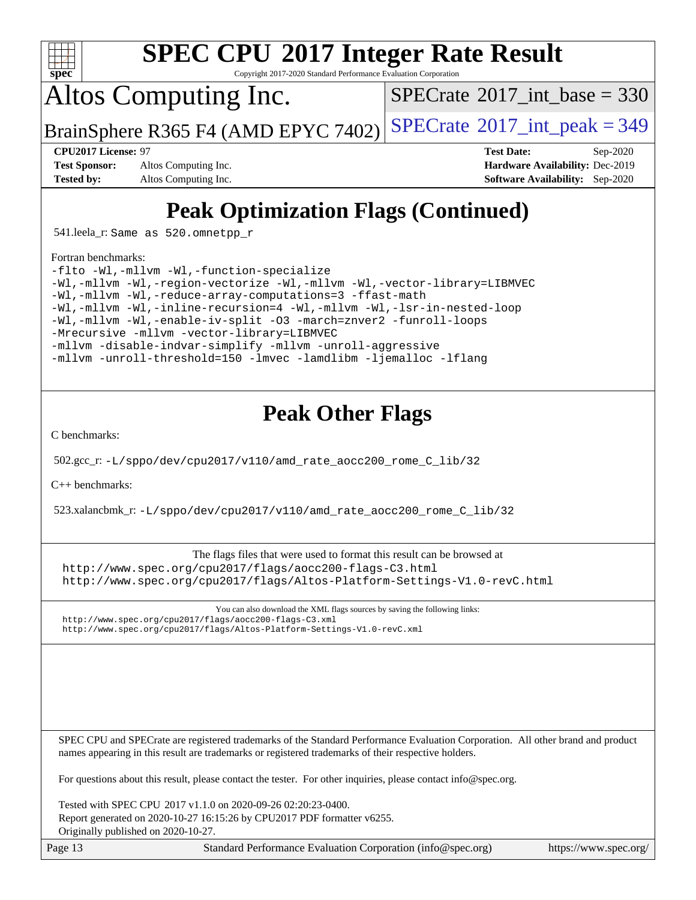# Peak Optimization Flags (Continued)

541.leela_r: Same as 520.omnetpp_r

Fortran benchmarks:

```
-flto -Wl,-mllvm -Wl,-function-specialize
-Wl,-mllvm -Wl,-region-vectorize -Wl,-mllvm -Wl,-vector-library=LIBMVEC
-Wl,-mllvm -Wl,-reduce-array-computations=3 -ffast-math
-Wl,-mllvm -Wl,-inline-recursion=4 -Wl,-mllvm -Wl,-lsr-in-nested-loop
-Wl,-mllvm -Wl,-enable-iv-split -O3 -march=znver2 -funroll-loops
-Mrecursive -mllvm -vector-library=LIBMVEC
-mllvm -disable-indvar-simplify -mllvm -unroll-aggressive
-mllvm -unroll-threshold=150 -lmvec -lamdlibm -ljemalloc -lflang
```

# Peak Other Flags

C benchmarks:

502.gcc_r: `-L/sppo/dev/cpu2017/v110/amd_rate_aocc200_rome_C_lib/32`

C++ benchmarks:

523.xalancbmk_r: `-L/sppo/dev/cpu2017/v110/amd_rate_aocc200_rome_C_lib/32`

The flags files that were used to format this result can be browsed at
http://www.spec.org/cpu2017/flags/aocc200-flags-C3.html
http://www.spec.org/cpu2017/flags/Altos-Platform-Settings-V1.0-revC.html

You can also download the XML flags sources by saving the following links:
http://www.spec.org/cpu2017/flags/aocc200-flags-C3.xml
http://www.spec.org/cpu2017/flags/Altos-Platform-Settings-V1.0-revC.xml

SPEC CPU and SPECrate are registered trademarks of the Standard Performance Evaluation Corporation. All other brand and product names appearing in this result are trademarks or registered trademarks of their respective holders.

For questions about this result, please contact the tester. For other inquiries, please contact info@spec.org.

Tested with SPEC CPU 2017 v1.1.0 on 2020-09-26 02:20:23-0400.
Report generated on 2020-10-27 16:15:26 by CPU2017 PDF formatter v6255.
Originally published on 2020-10-27.